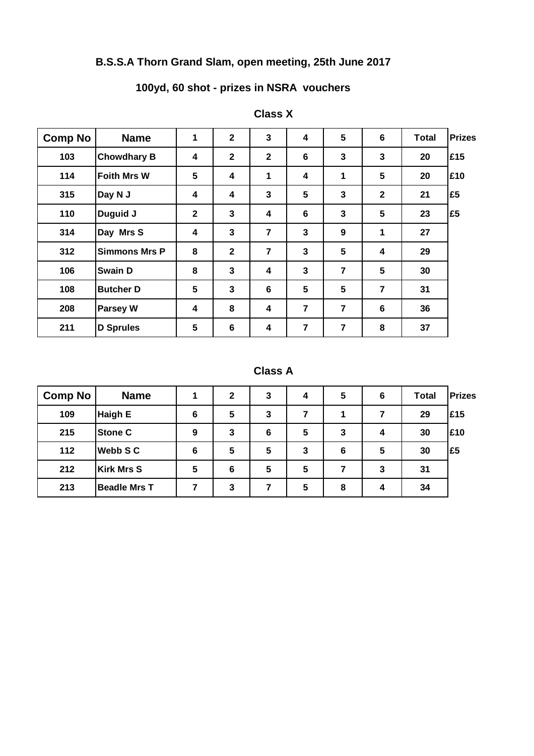# B.S.S.A Thorn Grand Slam, open meeting, 25th June 2017

## 100yd, 60 shot - prizes in NSRA vouchers

### Class X

| Comp No | Name | 1 | 2 | 3 | 4 | 5 | 6 | Total | Prizes |
|---|---|---|---|---|---|---|---|---|---|
| 103 | Chowdhary B | 4 | 2 | 2 | 6 | 3 | 3 | 20 | £15 |
| 114 | Foith Mrs W | 5 | 4 | 1 | 4 | 1 | 5 | 20 | £10 |
| 315 | Day N J | 4 | 4 | 3 | 5 | 3 | 2 | 21 | £5 |
| 110 | Duguid J | 2 | 3 | 4 | 6 | 3 | 5 | 23 | £5 |
| 314 | Day Mrs S | 4 | 3 | 7 | 3 | 9 | 1 | 27 | |
| 312 | Simmons Mrs P | 8 | 2 | 7 | 3 | 5 | 4 | 29 | |
| 106 | Swain D | 8 | 3 | 4 | 3 | 7 | 5 | 30 | |
| 108 | Butcher D | 5 | 3 | 6 | 5 | 5 | 7 | 31 | |
| 208 | Parsey W | 4 | 8 | 4 | 7 | 7 | 6 | 36 | |
| 211 | D Sprules | 5 | 6 | 4 | 7 | 7 | 8 | 37 | |

### Class A

| Comp No | Name | 1 | 2 | 3 | 4 | 5 | 6 | Total | Prizes |
|---|---|---|---|---|---|---|---|---|---|
| 109 | Haigh E | 6 | 5 | 3 | 7 | 1 | 7 | 29 | £15 |
| 215 | Stone C | 9 | 3 | 6 | 5 | 3 | 4 | 30 | £10 |
| 112 | Webb S C | 6 | 5 | 5 | 3 | 6 | 5 | 30 | £5 |
| 212 | Kirk Mrs S | 5 | 6 | 5 | 5 | 7 | 3 | 31 | |
| 213 | Beadle Mrs T | 7 | 3 | 7 | 5 | 8 | 4 | 34 | |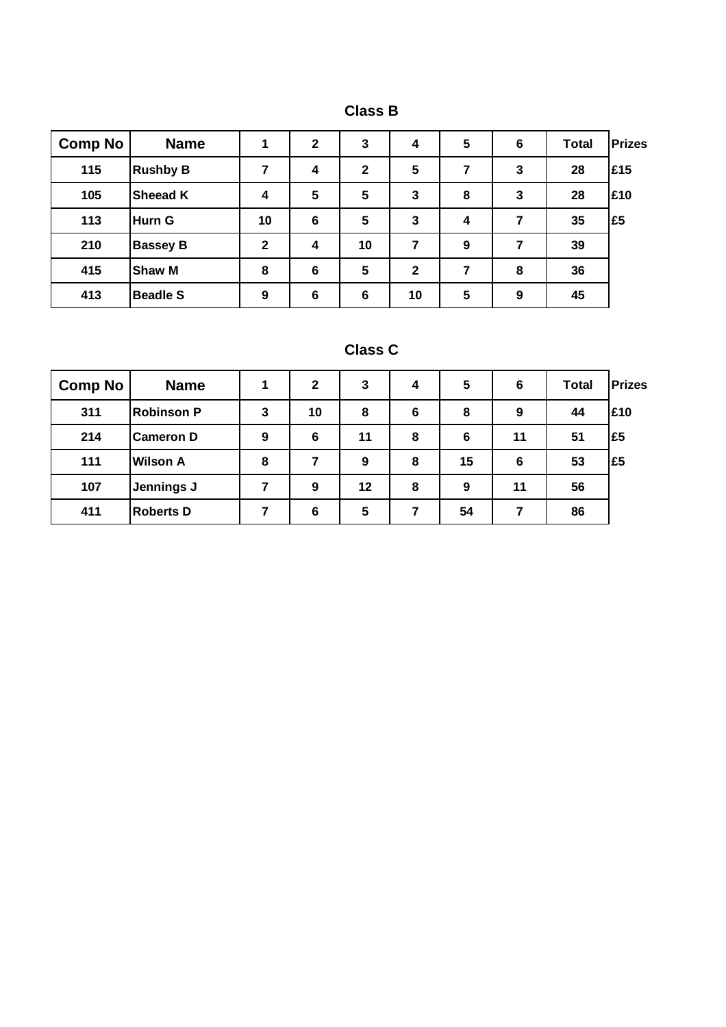## Class B

| Comp No | Name | 1 | 2 | 3 | 4 | 5 | 6 | Total | Prizes |
|---|---|---|---|---|---|---|---|---|---|
| 115 | Rushby B | 7 | 4 | 2 | 5 | 7 | 3 | 28 | £15 |
| 105 | Sheead K | 4 | 5 | 5 | 3 | 8 | 3 | 28 | £10 |
| 113 | Hurn G | 10 | 6 | 5 | 3 | 4 | 7 | 35 | £5 |
| 210 | Bassey B | 2 | 4 | 10 | 7 | 9 | 7 | 39 | |
| 415 | Shaw M | 8 | 6 | 5 | 2 | 7 | 8 | 36 | |
| 413 | Beadle S | 9 | 6 | 6 | 10 | 5 | 9 | 45 | |

## Class C

| Comp No | Name | 1 | 2 | 3 | 4 | 5 | 6 | Total | Prizes |
|---|---|---|---|---|---|---|---|---|---|
| 311 | Robinson P | 3 | 10 | 8 | 6 | 8 | 9 | 44 | £10 |
| 214 | Cameron D | 9 | 6 | 11 | 8 | 6 | 11 | 51 | £5 |
| 111 | Wilson A | 8 | 7 | 9 | 8 | 15 | 6 | 53 | £5 |
| 107 | Jennings J | 7 | 9 | 12 | 8 | 9 | 11 | 56 | |
| 411 | Roberts D | 7 | 6 | 5 | 7 | 54 | 7 | 86 | |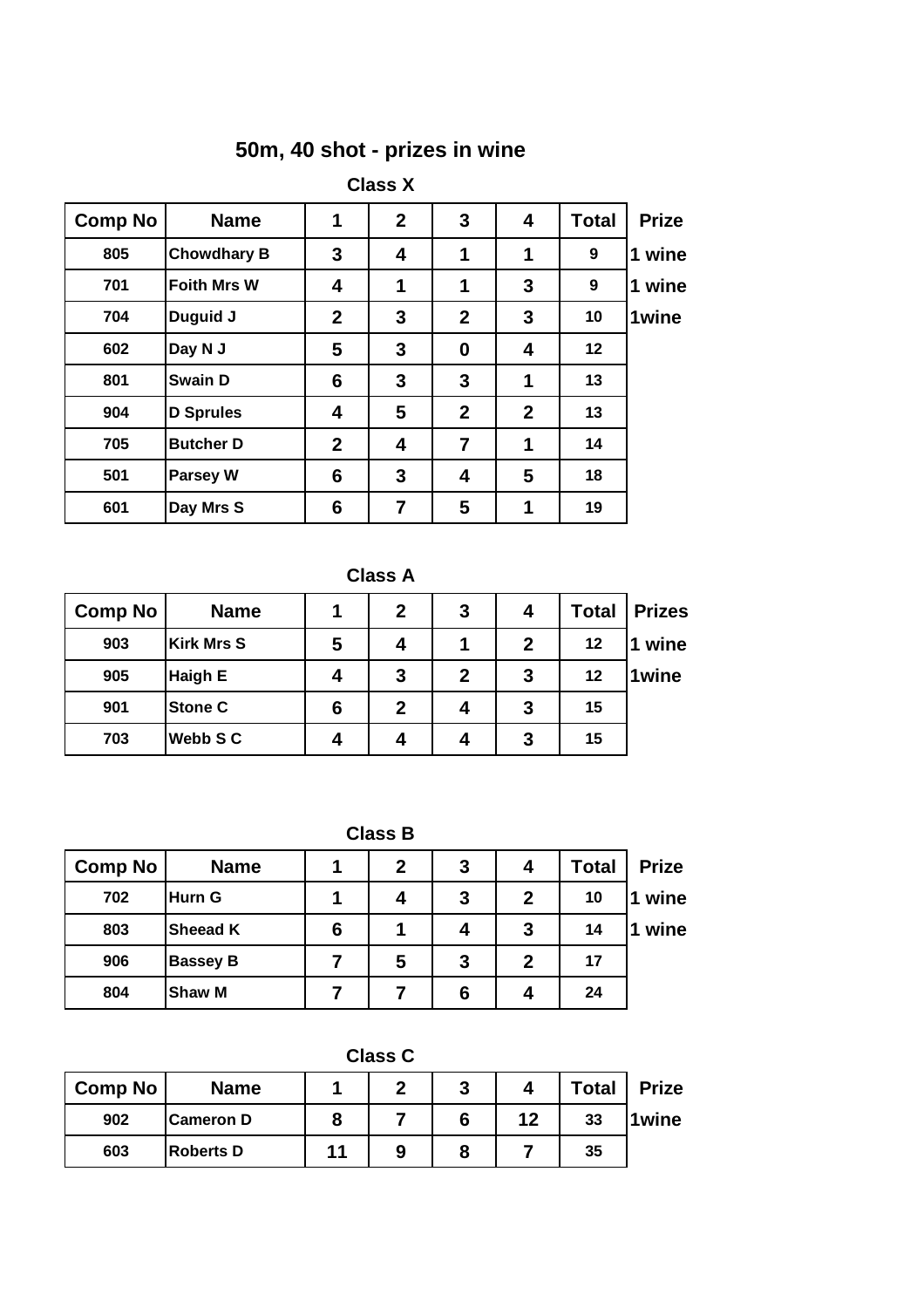# 50m, 40 shot - prizes in wine

### Class X

| Comp No | Name | 1 | 2 | 3 | 4 | Total | Prize |
|---|---|---|---|---|---|---|---|
| 805 | Chowdhary B | 3 | 4 | 1 | 1 | 9 | 1 wine |
| 701 | Foith Mrs W | 4 | 1 | 1 | 3 | 9 | 1 wine |
| 704 | Duguid J | 2 | 3 | 2 | 3 | 10 | 1wine |
| 602 | Day N J | 5 | 3 | 0 | 4 | 12 | |
| 801 | Swain D | 6 | 3 | 3 | 1 | 13 | |
| 904 | D Sprules | 4 | 5 | 2 | 2 | 13 | |
| 705 | Butcher D | 2 | 4 | 7 | 1 | 14 | |
| 501 | Parsey W | 6 | 3 | 4 | 5 | 18 | |
| 601 | Day Mrs S | 6 | 7 | 5 | 1 | 19 | |

### Class A

| Comp No | Name | 1 | 2 | 3 | 4 | Total | Prizes |
|---|---|---|---|---|---|---|---|
| 903 | Kirk Mrs S | 5 | 4 | 1 | 2 | 12 | 1 wine |
| 905 | Haigh E | 4 | 3 | 2 | 3 | 12 | 1wine |
| 901 | Stone C | 6 | 2 | 4 | 3 | 15 | |
| 703 | Webb S C | 4 | 4 | 4 | 3 | 15 | |

### Class B

| Comp No | Name | 1 | 2 | 3 | 4 | Total | Prize |
|---|---|---|---|---|---|---|---|
| 702 | Hurn G | 1 | 4 | 3 | 2 | 10 | 1 wine |
| 803 | Sheead K | 6 | 1 | 4 | 3 | 14 | 1 wine |
| 906 | Bassey B | 7 | 5 | 3 | 2 | 17 | |
| 804 | Shaw M | 7 | 7 | 6 | 4 | 24 | |

### Class C

| Comp No | Name | 1 | 2 | 3 | 4 | Total | Prize |
|---|---|---|---|---|---|---|---|
| 902 | Cameron D | 8 | 7 | 6 | 12 | 33 | 1wine |
| 603 | Roberts D | 11 | 9 | 8 | 7 | 35 | |